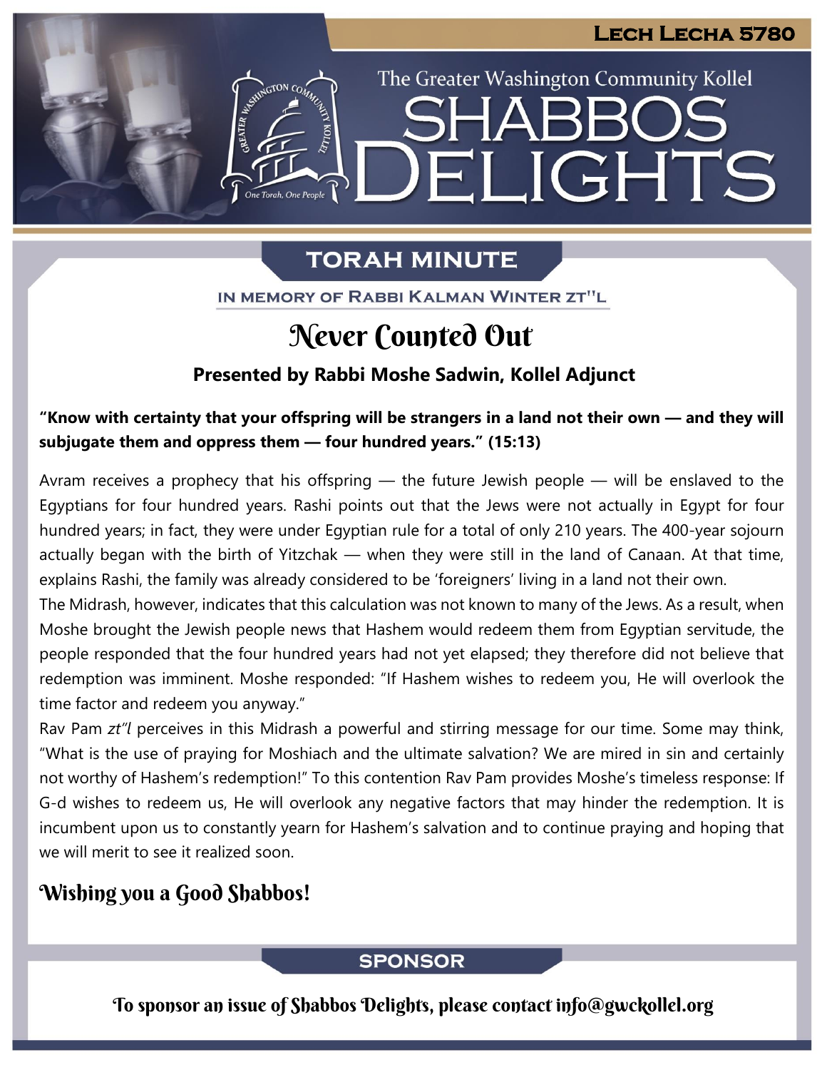# Lech Lecha 5780

The Greater Washington Community Kollel

# SHABBOS DELIGHTS

## TORAH MINUTE

IN MEMORY OF RABBI KALMAN WINTER ZT"L

## Never Counted Out

**Presented by Rabbi Moshe Sadwin, Kollel Adjunct**

**"Know with certainty that your offspring will be strangers in a land not their own — and they will subjugate them and oppress them — four hundred years." (15:13)**

Avram receives a prophecy that his offspring — the future Jewish people — will be enslaved to the Egyptians for four hundred years. Rashi points out that the Jews were not actually in Egypt for four hundred years; in fact, they were under Egyptian rule for a total of only 210 years. The 400-year sojourn actually began with the birth of Yitzchak — when they were still in the land of Canaan. At that time, explains Rashi, the family was already considered to be 'foreigners' living in a land not their own.

The Midrash, however, indicates that this calculation was not known to many of the Jews. As a result, when Moshe brought the Jewish people news that Hashem would redeem them from Egyptian servitude, the people responded that the four hundred years had not yet elapsed; they therefore did not believe that redemption was imminent. Moshe responded: "If Hashem wishes to redeem you, He will overlook the time factor and redeem you anyway."

Rav Pam *zt"l* perceives in this Midrash a powerful and stirring message for our time. Some may think, "What is the use of praying for Moshiach and the ultimate salvation? We are mired in sin and certainly not worthy of Hashem's redemption!" To this contention Rav Pam provides Moshe's timeless response: If G-d wishes to redeem us, He will overlook any negative factors that may hinder the redemption. It is incumbent upon us to constantly yearn for Hashem's salvation and to continue praying and hoping that we will merit to see it realized soon.

### Wishing you a Good Shabbos!

## SPONSOR

To sponsor an issue of Shabbos Delights, please contact info@gwckollel.org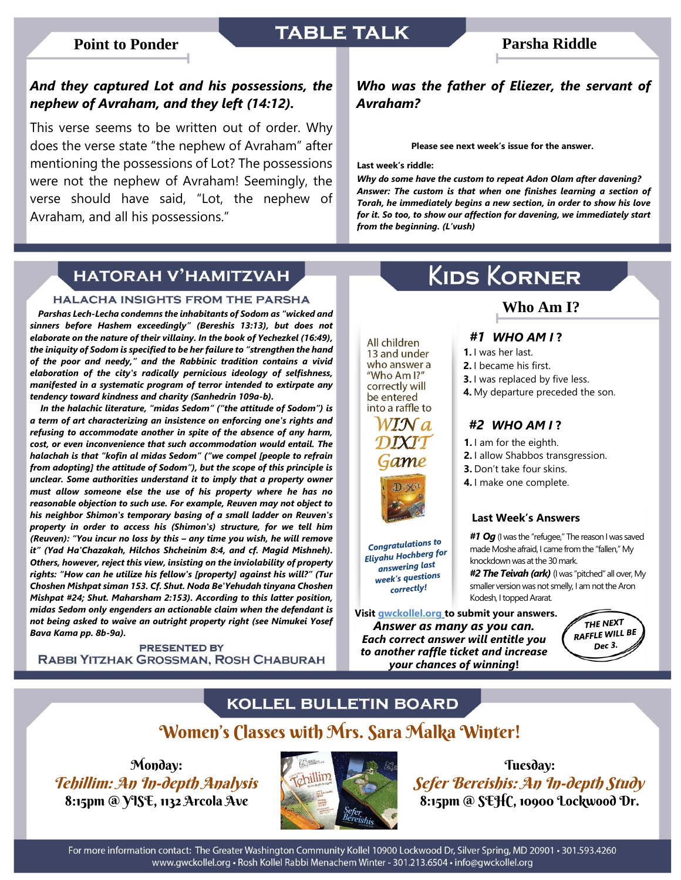# TABLE TALK

## Point to Ponder

***And they captured Lot and his possessions, the nephew of Avraham, and they left (14:12).***

This verse seems to be written out of order. Why does the verse state "the nephew of Avraham" after mentioning the possessions of Lot? The possessions were not the nephew of Avraham! Seemingly, the verse should have said, "Lot, the nephew of Avraham, and all his possessions."

## Parsha Riddle

***Who was the father of Eliezer, the servant of Avraham?***

**Please see next week's issue for the answer.**

**Last week's riddle:**

***Why do some have the custom to repeat Adon Olam after davening?***
***Answer: The custom is that when one finishes learning a section of Torah, he immediately begins a new section, in order to show his love for it. So too, to show our affection for davening, we immediately start from the beginning. (L'vush)***

# HATORAH V'HAMITZVAH

## HALACHA INSIGHTS FROM THE PARSHA

***Parshas Lech-Lecha condemns the inhabitants of Sodom as "wicked and sinners before Hashem exceedingly" (Bereshis 13:13), but does not elaborate on the nature of their villainy. In the book of Yechezkel (16:49), the iniquity of Sodom is specified to be her failure to "strengthen the hand of the poor and needy," and the Rabbinic tradition contains a vivid elaboration of the city's radically pernicious ideology of selfishness, manifested in a systematic program of terror intended to extirpate any tendency toward kindness and charity (Sanhedrin 109a-b).***

***In the halachic literature, "midas Sedom" ("the attitude of Sodom") is a term of art characterizing an insistence on enforcing one's rights and refusing to accommodate another in spite of the absence of any harm, cost, or even inconvenience that such accommodation would entail. The halachah is that "kofin al midas Sedom" ("we compel [people to refrain from adopting] the attitude of Sodom"), but the scope of this principle is unclear. Some authorities understand it to imply that a property owner must allow someone else the use of his property where he has no reasonable objection to such use. For example, Reuven may not object to his neighbor Shimon's temporary basing of a small ladder on Reuven's property in order to access his (Shimon's) structure, for we tell him (Reuven): "You incur no loss by this – any time you wish, he will remove it" (Yad Ha'Chazakah, Hilchos Shcheinim 8:4, and cf. Magid Mishneh). Others, however, reject this view, insisting on the inviolability of property rights: "How can he utilize his fellow's [property] against his will?" (Tur Choshen Mishpat siman 153. Cf. Shut. Noda Be'Yehudah tinyana Choshen Mishpat #24; Shut. Maharsham 2:153). According to this latter position, midas Sedom only engenders an actionable claim when the defendant is not being asked to waive an outright property right (see Nimukei Yosef Bava Kama pp. 8b-9a).***

PRESENTED BY
RABBI YITZHAK GROSSMAN, ROSH CHABURAH

# KIDS KORNER

## Who Am I?

All children 13 and under who answer a "Who Am I?" correctly will be entered into a raffle to *WIN a DIXIT Game*

### #1 WHO AM I ?

1. I was her last.
2. I became his first.
3. I was replaced by five less.
4. My departure preceded the son.

### #2 WHO AM I ?

1. I am for the eighth.
2. I allow Shabbos transgression.
3. Don't take four skins.
4. I make one complete.

### Last Week's Answers

***#1 Og*** (I was the "refugee," The reason I was saved made Moshe afraid, I came from the "fallen," My knockdown was at the 30 mark.

***#2 The Teivah (ark)*** (I was "pitched" all over, My smaller version was not smelly, I am not the Aron Kodesh, I topped Ararat.

***Congratulations to Eliyahu Hochberg for answering last week's questions correctly!***

**Visit gwckollel.org to submit your answers.**
***Answer as many as you can. Each correct answer will entitle you to another raffle ticket and increase your chances of winning!***

***THE NEXT RAFFLE WILL BE Dec 3.***

# KOLLEL BULLETIN BOARD

## Women's Classes with Mrs. Sara Malka Winter!

**Monday:**
*Tehillim: An In-depth Analysis*
**8:15pm @ YISE, 1132 Arcola Ave**

**Tuesday:**
*Sefer Bereishis: An In-depth Study*
**8:15pm @ SEHC, 10900 Lockwood Dr.**

For more information contact: The Greater Washington Community Kollel 10900 Lockwood Dr, Silver Spring, MD 20901 • 301.593.4260
www.gwckollel.org • Rosh Kollel Rabbi Menachem Winter - 301.213.6504 • info@gwckollel.org